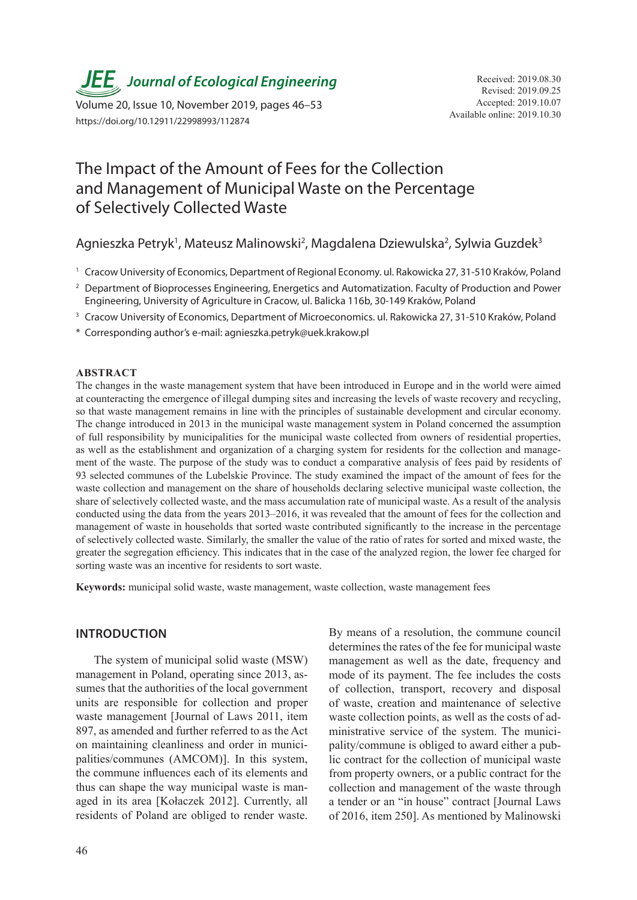JEE *Journal of Ecological Engineering*

https://doi.org/10.12911/22998993/112874

Received: 2019.08.30
Revised: 2019.09.25
Accepted: 2019.10.07
Available online: 2019.10.30

# The Impact of the Amount of Fees for the Collection and Management of Municipal Waste on the Percentage of Selectively Collected Waste

Agnieszka Petryk[1], Mateusz Malinowski[2], Magdalena Dziewulska[2], Sylwia Guzdek[3]

[1] Cracow University of Economics, Department of Regional Economy. ul. Rakowicka 27, 31-510 Kraków, Poland

[2] Department of Bioprocesses Engineering, Energetics and Automatization. Faculty of Production and Power Engineering, University of Agriculture in Cracow, ul. Balicka 116b, 30-149 Kraków, Poland

[3] Cracow University of Economics, Department of Microeconomics. ul. Rakowicka 27, 31-510 Kraków, Poland

\* Corresponding author's e-mail: agnieszka.petryk@uek.krakow.pl

## ABSTRACT

The changes in the waste management system that have been introduced in Europe and in the world were aimed at counteracting the emergence of illegal dumping sites and increasing the levels of waste recovery and recycling, so that waste management remains in line with the principles of sustainable development and circular economy. The change introduced in 2013 in the municipal waste management system in Poland concerned the assumption of full responsibility by municipalities for the municipal waste collected from owners of residential properties, as well as the establishment and organization of a charging system for residents for the collection and management of the waste. The purpose of the study was to conduct a comparative analysis of fees paid by residents of 93 selected communes of the Lubelskie Province. The study examined the impact of the amount of fees for the waste collection and management on the share of households declaring selective municipal waste collection, the share of selectively collected waste, and the mass accumulation rate of municipal waste. As a result of the analysis conducted using the data from the years 2013–2016, it was revealed that the amount of fees for the collection and management of waste in households that sorted waste contributed significantly to the increase in the percentage of selectively collected waste. Similarly, the smaller the value of the ratio of rates for sorted and mixed waste, the greater the segregation efficiency. This indicates that in the case of the analyzed region, the lower fee charged for sorting waste was an incentive for residents to sort waste.

**Keywords:** municipal solid waste, waste management, waste collection, waste management fees

## INTRODUCTION

The system of municipal solid waste (MSW) management in Poland, operating since 2013, assumes that the authorities of the local government units are responsible for collection and proper waste management [Journal of Laws 2011, item 897, as amended and further referred to as the Act on maintaining cleanliness and order in municipalities/communes (AMCOM)]. In this system, the commune influences each of its elements and thus can shape the way municipal waste is managed in its area [Kołaczek 2012]. Currently, all residents of Poland are obliged to render waste. By means of a resolution, the commune council determines the rates of the fee for municipal waste management as well as the date, frequency and mode of its payment. The fee includes the costs of collection, transport, recovery and disposal of waste, creation and maintenance of selective waste collection points, as well as the costs of administrative service of the system. The municipality/commune is obliged to award either a public contract for the collection of municipal waste from property owners, or a public contract for the collection and management of the waste through a tender or an "in house" contract [Journal Laws of 2016, item 250]. As mentioned by Malinowski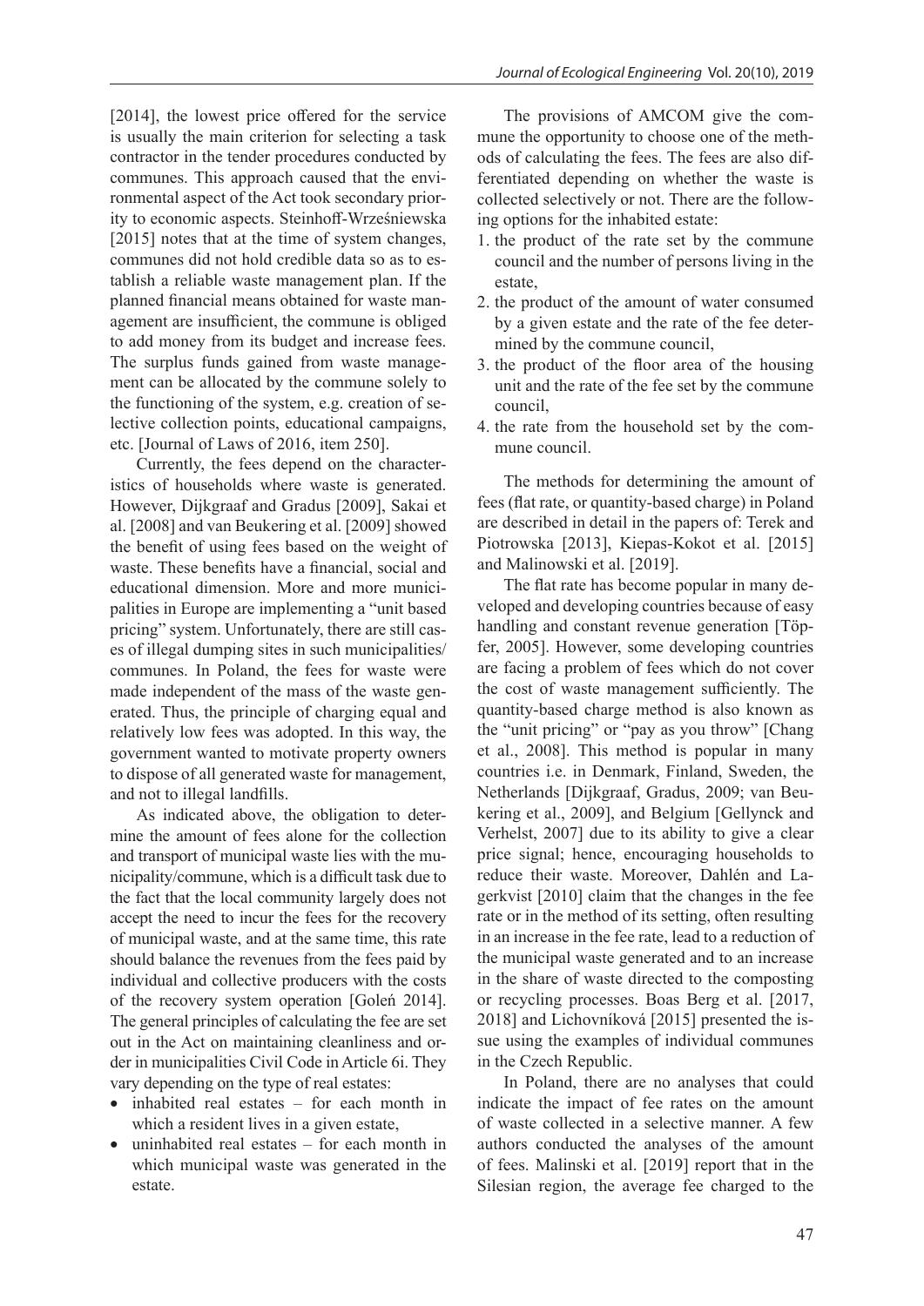[2014], the lowest price offered for the service is usually the main criterion for selecting a task contractor in the tender procedures conducted by communes. This approach caused that the environmental aspect of the Act took secondary priority to economic aspects. Steinhoff-Wrześniewska [2015] notes that at the time of system changes, communes did not hold credible data so as to establish a reliable waste management plan. If the planned financial means obtained for waste management are insufficient, the commune is obliged to add money from its budget and increase fees. The surplus funds gained from waste management can be allocated by the commune solely to the functioning of the system, e.g. creation of selective collection points, educational campaigns, etc. [Journal of Laws of 2016, item 250].

Currently, the fees depend on the characteristics of households where waste is generated. However, Dijkgraaf and Gradus [2009], Sakai et al. [2008] and van Beukering et al. [2009] showed the benefit of using fees based on the weight of waste. These benefits have a financial, social and educational dimension. More and more municipalities in Europe are implementing a "unit based pricing" system. Unfortunately, there are still cases of illegal dumping sites in such municipalities/communes. In Poland, the fees for waste were made independent of the mass of the waste generated. Thus, the principle of charging equal and relatively low fees was adopted. In this way, the government wanted to motivate property owners to dispose of all generated waste for management, and not to illegal landfills.

As indicated above, the obligation to determine the amount of fees alone for the collection and transport of municipal waste lies with the municipality/commune, which is a difficult task due to the fact that the local community largely does not accept the need to incur the fees for the recovery of municipal waste, and at the same time, this rate should balance the revenues from the fees paid by individual and collective producers with the costs of the recovery system operation [Goleń 2014]. The general principles of calculating the fee are set out in the Act on maintaining cleanliness and order in municipalities Civil Code in Article 6i. They vary depending on the type of real estates:

- inhabited real estates – for each month in which a resident lives in a given estate,
- uninhabited real estates – for each month in which municipal waste was generated in the estate.

The provisions of AMCOM give the commune the opportunity to choose one of the methods of calculating the fees. The fees are also differentiated depending on whether the waste is collected selectively or not. There are the following options for the inhabited estate:

1. the product of the rate set by the commune council and the number of persons living in the estate,
2. the product of the amount of water consumed by a given estate and the rate of the fee determined by the commune council,
3. the product of the floor area of the housing unit and the rate of the fee set by the commune council,
4. the rate from the household set by the commune council.

The methods for determining the amount of fees (flat rate, or quantity-based charge) in Poland are described in detail in the papers of: Terek and Piotrowska [2013], Kiepas-Kokot et al. [2015] and Malinowski et al. [2019].

The flat rate has become popular in many developed and developing countries because of easy handling and constant revenue generation [Töpfer, 2005]. However, some developing countries are facing a problem of fees which do not cover the cost of waste management sufficiently. The quantity-based charge method is also known as the "unit pricing" or "pay as you throw" [Chang et al., 2008]. This method is popular in many countries i.e. in Denmark, Finland, Sweden, the Netherlands [Dijkgraaf, Gradus, 2009; van Beukering et al., 2009], and Belgium [Gellynck and Verhelst, 2007] due to its ability to give a clear price signal; hence, encouraging households to reduce their waste. Moreover, Dahlén and Lagerkvist [2010] claim that the changes in the fee rate or in the method of its setting, often resulting in an increase in the fee rate, lead to a reduction of the municipal waste generated and to an increase in the share of waste directed to the composting or recycling processes. Boas Berg et al. [2017, 2018] and Lichovníková [2015] presented the issue using the examples of individual communes in the Czech Republic.

In Poland, there are no analyses that could indicate the impact of fee rates on the amount of waste collected in a selective manner. A few authors conducted the analyses of the amount of fees. Malinski et al. [2019] report that in the Silesian region, the average fee charged to the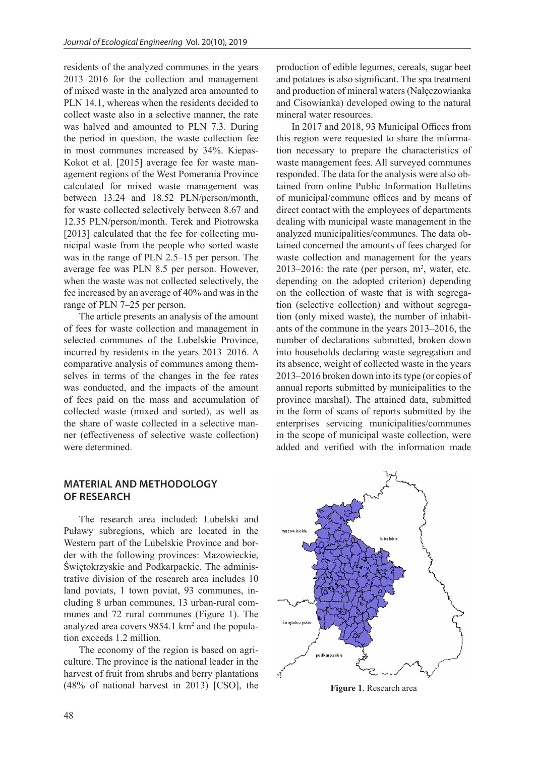residents of the analyzed communes in the years 2013–2016 for the collection and management of mixed waste in the analyzed area amounted to PLN 14.1, whereas when the residents decided to collect waste also in a selective manner, the rate was halved and amounted to PLN 7.3. During the period in question, the waste collection fee in most communes increased by 34%. Kiepas-Kokot et al. [2015] average fee for waste management regions of the West Pomerania Province calculated for mixed waste management was between 13.24 and 18.52 PLN/person/month, for waste collected selectively between 8.67 and 12.35 PLN/person/month. Terek and Piotrowska [2013] calculated that the fee for collecting municipal waste from the people who sorted waste was in the range of PLN 2.5–15 per person. The average fee was PLN 8.5 per person. However, when the waste was not collected selectively, the fee increased by an average of 40% and was in the range of PLN 7–25 per person.

The article presents an analysis of the amount of fees for waste collection and management in selected communes of the Lubelskie Province, incurred by residents in the years 2013–2016. A comparative analysis of communes among themselves in terms of the changes in the fee rates was conducted, and the impacts of the amount of fees paid on the mass and accumulation of collected waste (mixed and sorted), as well as the share of waste collected in a selective manner (effectiveness of selective waste collection) were determined.

## MATERIAL AND METHODOLOGY OF RESEARCH

The research area included: Lubelski and Puławy subregions, which are located in the Western part of the Lubelskie Province and border with the following provinces: Mazowieckie, Świętokrzyskie and Podkarpackie. The administrative division of the research area includes 10 land poviats, 1 town poviat, 93 communes, including 8 urban communes, 13 urban-rural communes and 72 rural communes (Figure 1). The analyzed area covers 9854.1 km$^2$ and the population exceeds 1.2 million.

The economy of the region is based on agriculture. The province is the national leader in the harvest of fruit from shrubs and berry plantations (48% of national harvest in 2013) [CSO], the production of edible legumes, cereals, sugar beet and potatoes is also significant. The spa treatment and production of mineral waters (Nałęczowianka and Cisowianka) developed owing to the natural mineral water resources.

In 2017 and 2018, 93 Municipal Offices from this region were requested to share the information necessary to prepare the characteristics of waste management fees. All surveyed communes responded. The data for the analysis were also obtained from online Public Information Bulletins of municipal/commune offices and by means of direct contact with the employees of departments dealing with municipal waste management in the analyzed municipalities/communes. The data obtained concerned the amounts of fees charged for waste collection and management for the years 2013–2016: the rate (per person, m$^2$, water, etc. depending on the adopted criterion) depending on the collection of waste that is with segregation (selective collection) and without segregation (only mixed waste), the number of inhabitants of the commune in the years 2013–2016, the number of declarations submitted, broken down into households declaring waste segregation and its absence, weight of collected waste in the years 2013–2016 broken down into its type (or copies of annual reports submitted by municipalities to the province marshal). The attained data, submitted in the form of scans of reports submitted by the enterprises servicing municipalities/communes in the scope of municipal waste collection, were added and verified with the information made

**Figure 1**. Research area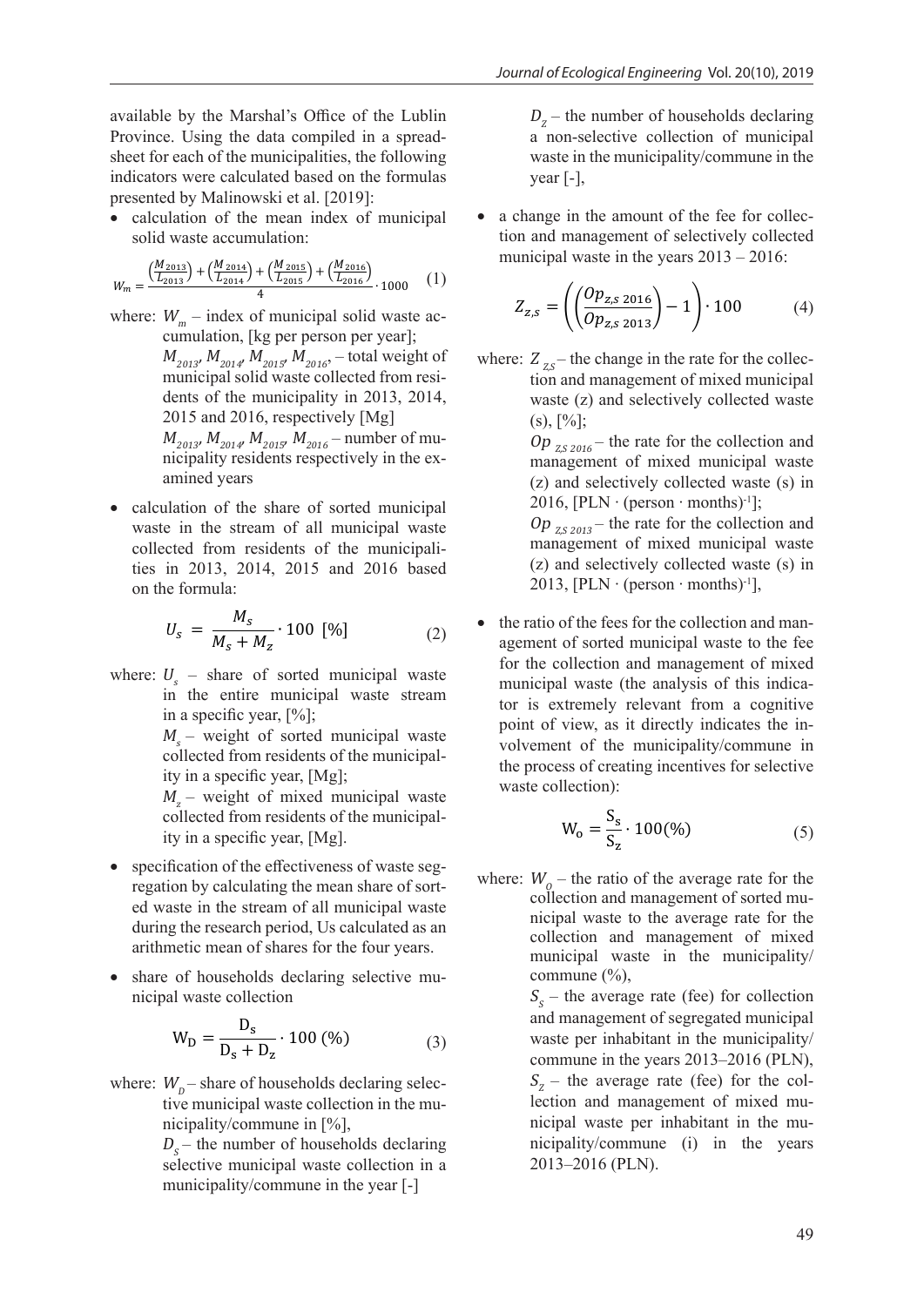available by the Marshal's Office of the Lublin Province. Using the data compiled in a spreadsheet for each of the municipalities, the following indicators were calculated based on the formulas presented by Malinowski et al. [2019]:

- calculation of the mean index of municipal solid waste accumulation:

$$W_m = \frac{\left(\frac{M_{2013}}{L_{2013}}\right) + \left(\frac{M_{2014}}{L_{2014}}\right) + \left(\frac{M_{2015}}{L_{2015}}\right) + \left(\frac{M_{2016}}{L_{2016}}\right)}{4} \cdot 1000 \quad (1)$$

where: $W_m$ – index of municipal solid waste accumulation, [kg per person per year];
$M_{2013}$, $M_{2014}$, $M_{2015}$, $M_{2016}$, – total weight of municipal solid waste collected from residents of the municipality in 2013, 2014, 2015 and 2016, respectively [Mg]
$M_{2013}$, $M_{2014}$, $M_{2015}$, $M_{2016}$ – number of municipality residents respectively in the examined years

- calculation of the share of sorted municipal waste in the stream of all municipal waste collected from residents of the municipalities in 2013, 2014, 2015 and 2016 based on the formula:

$$U_s = \frac{M_s}{M_s + M_z} \cdot 100 \ [\%] \quad (2)$$

where: $U_s$ – share of sorted municipal waste in the entire municipal waste stream in a specific year, [%];
$M_s$ – weight of sorted municipal waste collected from residents of the municipality in a specific year, [Mg];
$M_z$ – weight of mixed municipal waste collected from residents of the municipality in a specific year, [Mg].

- specification of the effectiveness of waste segregation by calculating the mean share of sorted waste in the stream of all municipal waste during the research period, Us calculated as an arithmetic mean of shares for the four years.

- share of households declaring selective municipal waste collection

$$W_D = \frac{D_s}{D_s + D_z} \cdot 100 \ (\%) \quad (3)$$

where: $W_D$ – share of households declaring selective municipal waste collection in the municipality/commune in [%],
$D_S$ – the number of households declaring selective municipal waste collection in a municipality/commune in the year [-]
$D_Z$ – the number of households declaring a non-selective collection of municipal waste in the municipality/commune in the year [-],

- a change in the amount of the fee for collection and management of selectively collected municipal waste in the years 2013 – 2016:

$$Z_{z,s} = \left(\left(\frac{Op_{z,s\ 2016}}{Op_{z,s\ 2013}}\right) - 1\right) \cdot 100 \quad (4)$$

where: $Z_{Z,S}$ – the change in the rate for the collection and management of mixed municipal waste (z) and selectively collected waste (s), [%];
$Op_{Z,S\ 2016}$ – the rate for the collection and management of mixed municipal waste (z) and selectively collected waste (s) in 2016, [PLN · (person · months)$^{-1}$];
$Op_{Z,S\ 2013}$ – the rate for the collection and management of mixed municipal waste (z) and selectively collected waste (s) in 2013, [PLN · (person · months)$^{-1}$],

- the ratio of the fees for the collection and management of sorted municipal waste to the fee for the collection and management of mixed municipal waste (the analysis of this indicator is extremely relevant from a cognitive point of view, as it directly indicates the involvement of the municipality/commune in the process of creating incentives for selective waste collection):

$$W_o = \frac{S_s}{S_z} \cdot 100 (\%) \quad (5)$$

where: $W_O$ – the ratio of the average rate for the collection and management of sorted municipal waste to the average rate for the collection and management of mixed municipal waste in the municipality/commune (%),
$S_S$ – the average rate (fee) for collection and management of segregated municipal waste per inhabitant in the municipality/commune in the years 2013–2016 (PLN),
$S_Z$ – the average rate (fee) for the collection and management of mixed municipal waste per inhabitant in the municipality/commune (i) in the years 2013–2016 (PLN).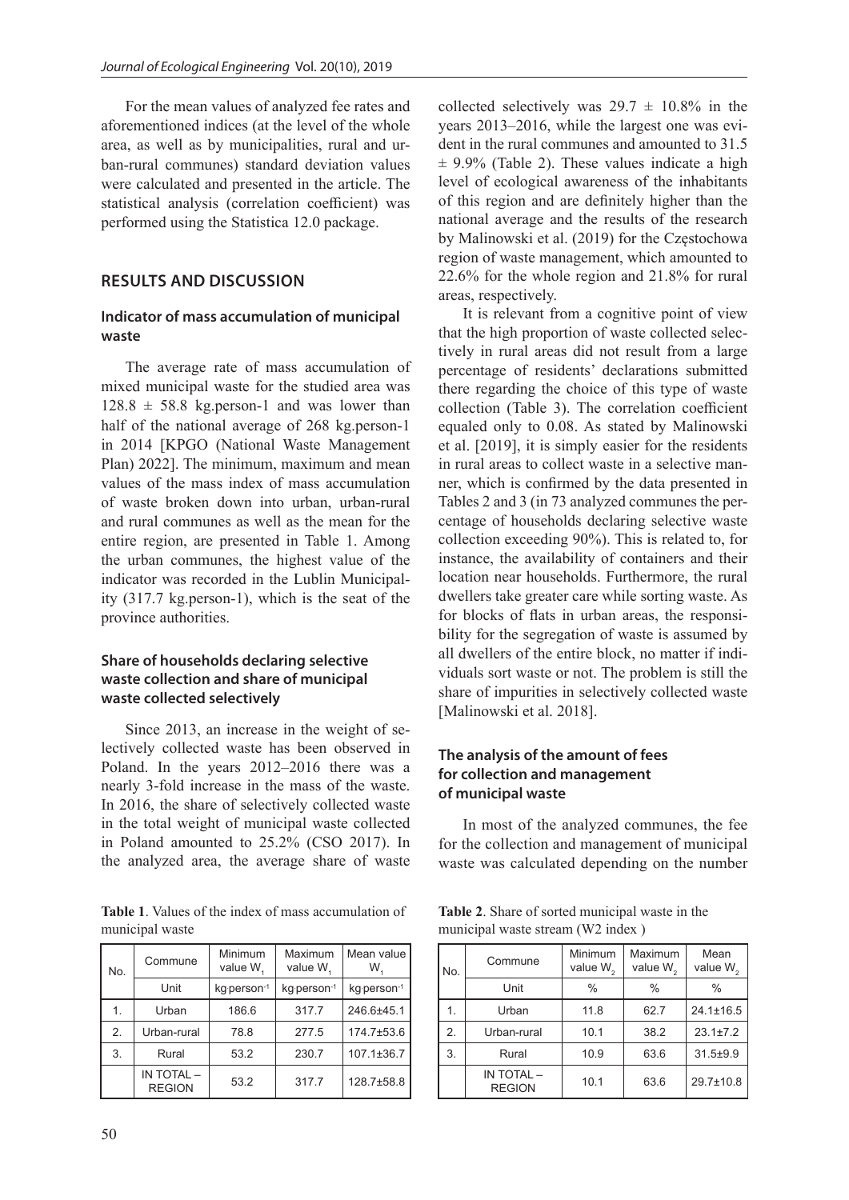For the mean values of analyzed fee rates and aforementioned indices (at the level of the whole area, as well as by municipalities, rural and urban-rural communes) standard deviation values were calculated and presented in the article. The statistical analysis (correlation coefficient) was performed using the Statistica 12.0 package.

## RESULTS AND DISCUSSION

### Indicator of mass accumulation of municipal waste

The average rate of mass accumulation of mixed municipal waste for the studied area was $128.8 \pm 58.8$ kg.person-1 and was lower than half of the national average of 268 kg.person-1 in 2014 [KPGO (National Waste Management Plan) 2022]. The minimum, maximum and mean values of the mass index of mass accumulation of waste broken down into urban, urban-rural and rural communes as well as the mean for the entire region, are presented in Table 1. Among the urban communes, the highest value of the indicator was recorded in the Lublin Municipality (317.7 kg.person-1), which is the seat of the province authorities.

### Share of households declaring selective waste collection and share of municipal waste collected selectively

Since 2013, an increase in the weight of selectively collected waste has been observed in Poland. In the years 2012–2016 there was a nearly 3-fold increase in the mass of the waste. In 2016, the share of selectively collected waste in the total weight of municipal waste collected in Poland amounted to 25.2% (CSO 2017). In the analyzed area, the average share of waste collected selectively was $29.7 \pm 10.8\%$ in the years 2013–2016, while the largest one was evident in the rural communes and amounted to $31.5 \pm 9.9\%$ (Table 2). These values indicate a high level of ecological awareness of the inhabitants of this region and are definitely higher than the national average and the results of the research by Malinowski et al. (2019) for the Częstochowa region of waste management, which amounted to 22.6% for the whole region and 21.8% for rural areas, respectively.

It is relevant from a cognitive point of view that the high proportion of waste collected selectively in rural areas did not result from a large percentage of residents' declarations submitted there regarding the choice of this type of waste collection (Table 3). The correlation coefficient equaled only to 0.08. As stated by Malinowski et al. [2019], it is simply easier for the residents in rural areas to collect waste in a selective manner, which is confirmed by the data presented in Tables 2 and 3 (in 73 analyzed communes the percentage of households declaring selective waste collection exceeding 90%). This is related to, for instance, the availability of containers and their location near households. Furthermore, the rural dwellers take greater care while sorting waste. As for blocks of flats in urban areas, the responsibility for the segregation of waste is assumed by all dwellers of the entire block, no matter if individuals sort waste or not. The problem is still the share of impurities in selectively collected waste [Malinowski et al. 2018].

### The analysis of the amount of fees for collection and management of municipal waste

In most of the analyzed communes, the fee for the collection and management of municipal waste was calculated depending on the number

**Table 1**. Values of the index of mass accumulation of municipal waste

| No. | Commune | Minimum value $W_1$ | Maximum value $W_1$ | Mean value $W_1$ |
|---|---|---|---|---|
| | Unit | kg person$^{-1}$ | kg person$^{-1}$ | kg person$^{-1}$ |
| 1. | Urban | 186.6 | 317.7 | 246.6±45.1 |
| 2. | Urban-rural | 78.8 | 277.5 | 174.7±53.6 |
| 3. | Rural | 53.2 | 230.7 | 107.1±36.7 |
| | IN TOTAL – REGION | 53.2 | 317.7 | 128.7±58.8 |

**Table 2**. Share of sorted municipal waste in the municipal waste stream (W2 index )

| No. | Commune | Minimum value $W_2$ | Maximum value $W_2$ | Mean value $W_2$ |
|---|---|---|---|---|
| | Unit | % | % | % |
| 1. | Urban | 11.8 | 62.7 | 24.1±16.5 |
| 2. | Urban-rural | 10.1 | 38.2 | 23.1±7.2 |
| 3. | Rural | 10.9 | 63.6 | 31.5±9.9 |
| | IN TOTAL – REGION | 10.1 | 63.6 | 29.7±10.8 |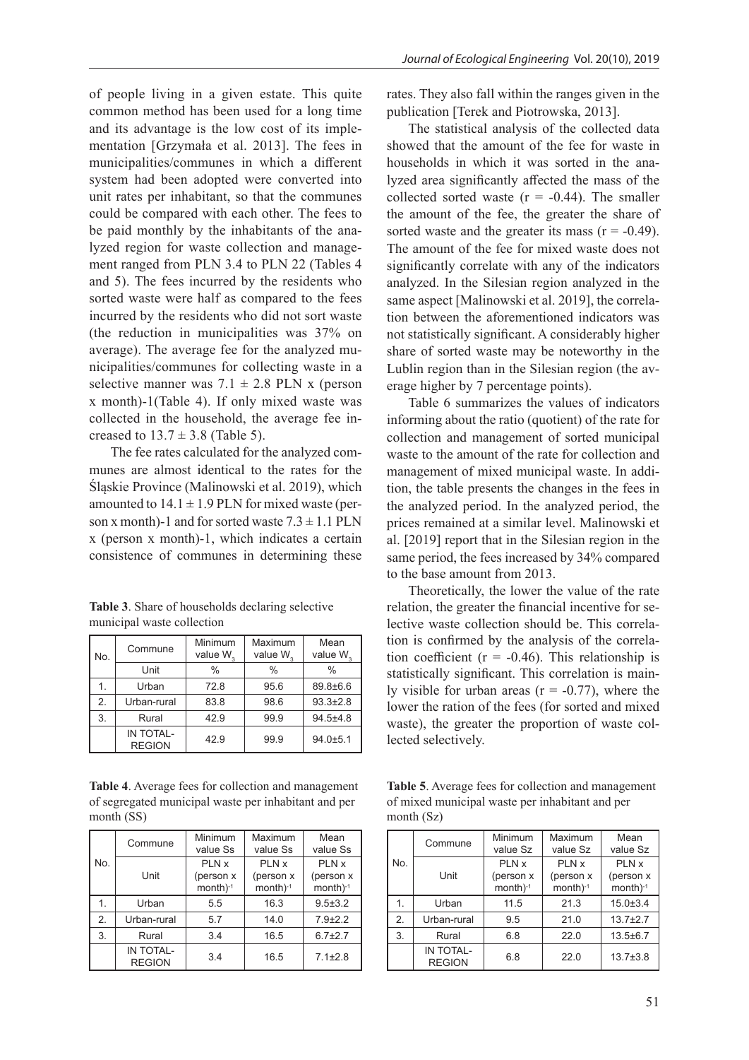of people living in a given estate. This quite common method has been used for a long time and its advantage is the low cost of its implementation [Grzymała et al. 2013]. The fees in municipalities/communes in which a different system had been adopted were converted into unit rates per inhabitant, so that the communes could be compared with each other. The fees to be paid monthly by the inhabitants of the analyzed region for waste collection and management ranged from PLN 3.4 to PLN 22 (Tables 4 and 5). The fees incurred by the residents who sorted waste were half as compared to the fees incurred by the residents who did not sort waste (the reduction in municipalities was 37% on average). The average fee for the analyzed municipalities/communes for collecting waste in a selective manner was 7.1 ± 2.8 PLN x (person x month)-1(Table 4). If only mixed waste was collected in the household, the average fee increased to 13.7 ± 3.8 (Table 5).

The fee rates calculated for the analyzed communes are almost identical to the rates for the Śląskie Province (Malinowski et al. 2019), which amounted to 14.1 ± 1.9 PLN for mixed waste (person x month)-1 and for sorted waste 7.3 ± 1.1 PLN x (person x month)-1, which indicates a certain consistence of communes in determining these rates. They also fall within the ranges given in the publication [Terek and Piotrowska, 2013].

The statistical analysis of the collected data showed that the amount of the fee for waste in households in which it was sorted in the analyzed area significantly affected the mass of the collected sorted waste (r = -0.44). The smaller the amount of the fee, the greater the share of sorted waste and the greater its mass (r = -0.49). The amount of the fee for mixed waste does not significantly correlate with any of the indicators analyzed. In the Silesian region analyzed in the same aspect [Malinowski et al. 2019], the correlation between the aforementioned indicators was not statistically significant. A considerably higher share of sorted waste may be noteworthy in the Lublin region than in the Silesian region (the average higher by 7 percentage points).

Table 6 summarizes the values of indicators informing about the ratio (quotient) of the rate for collection and management of sorted municipal waste to the amount of the rate for collection and management of mixed municipal waste. In addition, the table presents the changes in the fees in the analyzed period. In the analyzed period, the prices remained at a similar level. Malinowski et al. [2019] report that in the Silesian region in the same period, the fees increased by 34% compared to the base amount from 2013.

Theoretically, the lower the value of the rate relation, the greater the financial incentive for selective waste collection should be. This correlation is confirmed by the analysis of the correlation coefficient (r = -0.46). This relationship is statistically significant. This correlation is mainly visible for urban areas (r = -0.77), where the lower the ration of the fees (for sorted and mixed waste), the greater the proportion of waste collected selectively.

**Table 3**. Share of households declaring selective municipal waste collection

| No. | Commune | Minimum value $W_3$ | Maximum value $W_3$ | Mean value $W_3$ |
|---|---|---|---|---|
| | Unit | % | % | % |
| 1. | Urban | 72.8 | 95.6 | 89.8±6.6 |
| 2. | Urban-rural | 83.8 | 98.6 | 93.3±2.8 |
| 3. | Rural | 42.9 | 99.9 | 94.5±4.8 |
| | IN TOTAL-REGION | 42.9 | 99.9 | 94.0±5.1 |

**Table 4**. Average fees for collection and management of segregated municipal waste per inhabitant and per month (SS)

| No. | Commune | Minimum value Ss | Maximum value Ss | Mean value Ss |
|---|---|---|---|---|
| | Unit | PLN x (person x month)$^{-1}$ | PLN x (person x month)$^{-1}$ | PLN x (person x month)$^{-1}$ |
| 1. | Urban | 5.5 | 16.3 | 9.5±3.2 |
| 2. | Urban-rural | 5.7 | 14.0 | 7.9±2.2 |
| 3. | Rural | 3.4 | 16.5 | 6.7±2.7 |
| | IN TOTAL-REGION | 3.4 | 16.5 | 7.1±2.8 |

**Table 5**. Average fees for collection and management of mixed municipal waste per inhabitant and per month (Sz)

| No. | Commune | Minimum value Sz | Maximum value Sz | Mean value Sz |
|---|---|---|---|---|
| | Unit | PLN x (person x month)$^{-1}$ | PLN x (person x month)$^{-1}$ | PLN x (person x month)$^{-1}$ |
| 1. | Urban | 11.5 | 21.3 | 15.0±3.4 |
| 2. | Urban-rural | 9.5 | 21.0 | 13.7±2.7 |
| 3. | Rural | 6.8 | 22.0 | 13.5±6.7 |
| | IN TOTAL-REGION | 6.8 | 22.0 | 13.7±3.8 |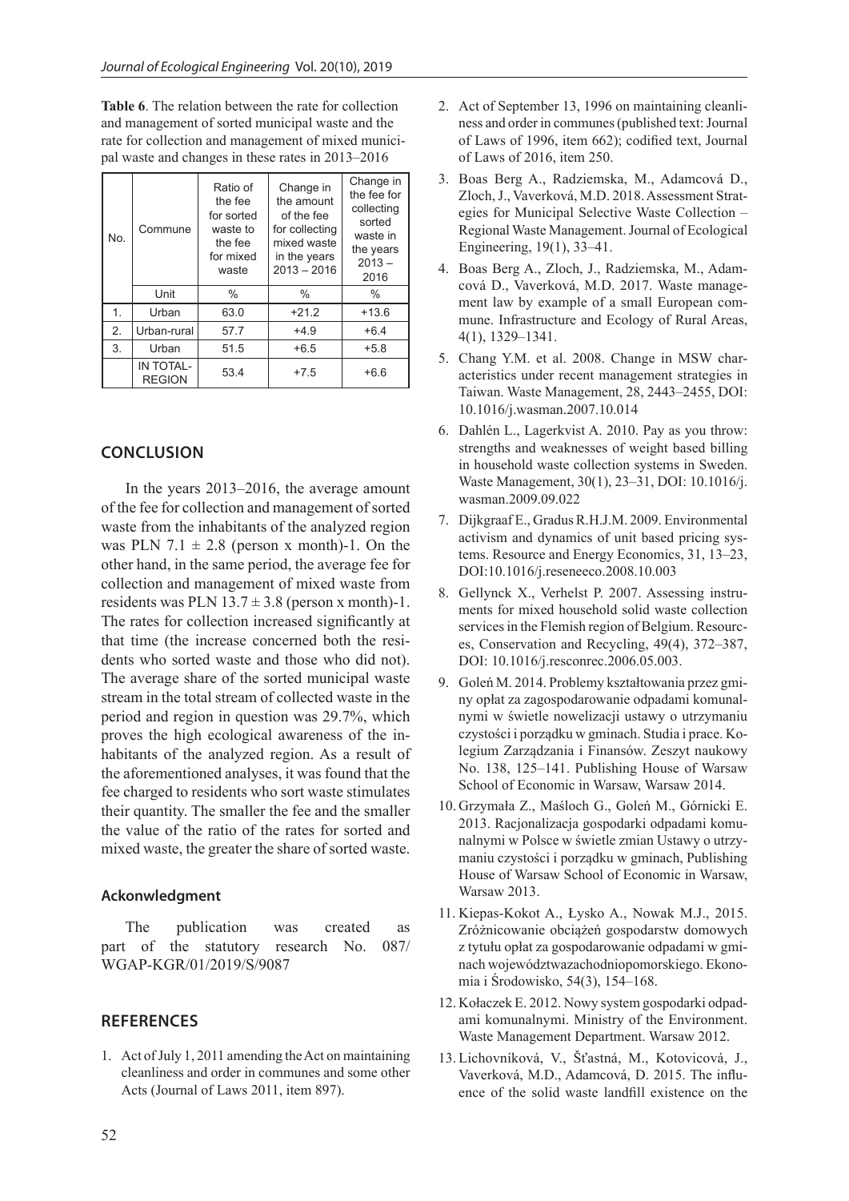**Table 6**. The relation between the rate for collection and management of sorted municipal waste and the rate for collection and management of mixed municipal waste and changes in these rates in 2013–2016

| No. | Commune | Ratio of the fee for sorted waste to the fee for mixed waste | Change in the amount of the fee for collecting mixed waste in the years 2013 – 2016 | Change in the fee for collecting sorted waste in the years 2013 – 2016 |
|---|---|---|---|---|
| | Unit | % | % | % |
| 1. | Urban | 63.0 | +21.2 | +13.6 |
| 2. | Urban-rural | 57.7 | +4.9 | +6.4 |
| 3. | Urban | 51.5 | +6.5 | +5.8 |
| | IN TOTAL-REGION | 53.4 | +7.5 | +6.6 |

## CONCLUSION

In the years 2013–2016, the average amount of the fee for collection and management of sorted waste from the inhabitants of the analyzed region was PLN $7.1 \pm 2.8$ (person x month)-1. On the other hand, in the same period, the average fee for collection and management of mixed waste from residents was PLN $13.7 \pm 3.8$ (person x month)-1. The rates for collection increased significantly at that time (the increase concerned both the residents who sorted waste and those who did not). The average share of the sorted municipal waste stream in the total stream of collected waste in the period and region in question was 29.7%, which proves the high ecological awareness of the inhabitants of the analyzed region. As a result of the aforementioned analyses, it was found that the fee charged to residents who sort waste stimulates their quantity. The smaller the fee and the smaller the value of the ratio of the rates for sorted and mixed waste, the greater the share of sorted waste.

### Ackonwledgment

The publication was created as part of the statutory research No. 087/WGAP-KGR/01/2019/S/9087

## REFERENCES

1. Act of July 1, 2011 amending the Act on maintaining cleanliness and order in communes and some other Acts (Journal of Laws 2011, item 897).
2. Act of September 13, 1996 on maintaining cleanliness and order in communes (published text: Journal of Laws of 1996, item 662); codified text, Journal of Laws of 2016, item 250.
3. Boas Berg A., Radziemska, M., Adamcová D., Zloch, J., Vaverková, M.D. 2018. Assessment Strategies for Municipal Selective Waste Collection – Regional Waste Management. Journal of Ecological Engineering, 19(1), 33–41.
4. Boas Berg A., Zloch, J., Radziemska, M., Adamcová D., Vaverková, M.D. 2017. Waste management law by example of a small European commune. Infrastructure and Ecology of Rural Areas, 4(1), 1329–1341.
5. Chang Y.M. et al. 2008. Change in MSW characteristics under recent management strategies in Taiwan. Waste Management, 28, 2443–2455, DOI: 10.1016/j.wasman.2007.10.014
6. Dahlén L., Lagerkvist A. 2010. Pay as you throw: strengths and weaknesses of weight based billing in household waste collection systems in Sweden. Waste Management, 30(1), 23–31, DOI: 10.1016/j.wasman.2009.09.022
7. Dijkgraaf E., Gradus R.H.J.M. 2009. Environmental activism and dynamics of unit based pricing systems. Resource and Energy Economics, 31, 13–23, DOI:10.1016/j.reseneeco.2008.10.003
8. Gellynck X., Verhelst P. 2007. Assessing instruments for mixed household solid waste collection services in the Flemish region of Belgium. Resources, Conservation and Recycling, 49(4), 372–387, DOI: 10.1016/j.resconrec.2006.05.003.
9. Goleń M. 2014. Problemy kształtowania przez gminy opłat za zagospodarowanie odpadami komunalnymi w świetle nowelizacji ustawy o utrzymaniu czystości i porządku w gminach. Studia i prace. Kolegium Zarządzania i Finansów. Zeszyt naukowy No. 138, 125–141. Publishing House of Warsaw School of Economic in Warsaw, Warsaw 2014.
10. Grzymała Z., Maśloch G., Goleń M., Górnicki E. 2013. Racjonalizacja gospodarki odpadami komunalnymi w Polsce w świetle zmian Ustawy o utrzymaniu czystości i porządku w gminach, Publishing House of Warsaw School of Economic in Warsaw, Warsaw 2013.
11. Kiepas-Kokot A., Łysko A., Nowak M.J., 2015. Zróżnicowanie obciążeń gospodarstw domowych z tytułu opłat za gospodarowanie odpadami w gminach województwazachodniopomorskiego. Ekonomia i Środowisko, 54(3), 154–168.
12. Kołaczek E. 2012. Nowy system gospodarki odpadami komunalnymi. Ministry of the Environment. Waste Management Department. Warsaw 2012.
13. Lichovníková, V., Šťastná, M., Kotovicová, J., Vaverková, M.D., Adamcová, D. 2015. The influence of the solid waste landfill existence on the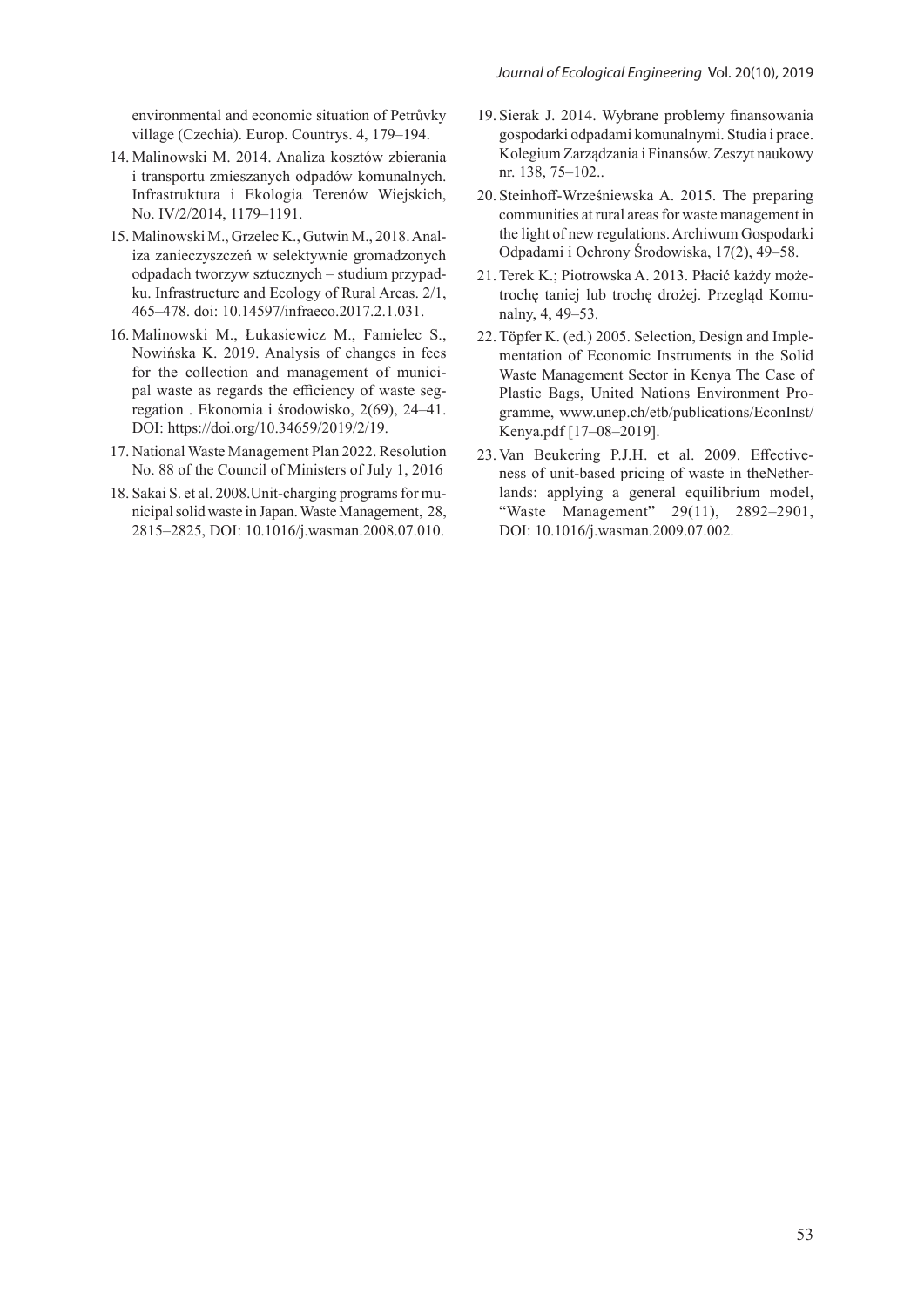environmental and economic situation of Petrůvky village (Czechia). Europ. Countrys. 4, 179–194.

14. Malinowski M. 2014. Analiza kosztów zbierania i transportu zmieszanych odpadów komunalnych. Infrastruktura i Ekologia Terenów Wiejskich, No. IV/2/2014, 1179–1191.
15. Malinowski M., Grzelec K., Gutwin M., 2018. Analiza zanieczyszczeń w selektywnie gromadzonych odpadach tworzyw sztucznych – studium przypadku. Infrastructure and Ecology of Rural Areas. 2/1, 465–478. doi: 10.14597/infraeco.2017.2.1.031.
16. Malinowski M., Łukasiewicz M., Famielec S., Nowińska K. 2019. Analysis of changes in fees for the collection and management of municipal waste as regards the efficiency of waste segregation . Ekonomia i środowisko, 2(69), 24–41. DOI: https://doi.org/10.34659/2019/2/19.
17. National Waste Management Plan 2022. Resolution No. 88 of the Council of Ministers of July 1, 2016
18. Sakai S. et al. 2008.Unit-charging programs for municipal solid waste in Japan. Waste Management, 28, 2815–2825, DOI: 10.1016/j.wasman.2008.07.010.
19. Sierak J. 2014. Wybrane problemy finansowania gospodarki odpadami komunalnymi. Studia i prace. Kolegium Zarządzania i Finansów. Zeszyt naukowy nr. 138, 75–102..
20. Steinhoff-Wrześniewska A. 2015. The preparing communities at rural areas for waste management in the light of new regulations. Archiwum Gospodarki Odpadami i Ochrony Środowiska, 17(2), 49–58.
21. Terek K.; Piotrowska A. 2013. Płacić każdy może-trochę taniej lub trochę drożej. Przegląd Komunalny, 4, 49–53.
22. Töpfer K. (ed.) 2005. Selection, Design and Implementation of Economic Instruments in the Solid Waste Management Sector in Kenya The Case of Plastic Bags, United Nations Environment Programme, www.unep.ch/etb/publications/EconInst/Kenya.pdf [17–08–2019].
23. Van Beukering P.J.H. et al. 2009. Effectiveness of unit-based pricing of waste in theNetherlands: applying a general equilibrium model, "Waste Management" 29(11), 2892–2901, DOI: 10.1016/j.wasman.2009.07.002.